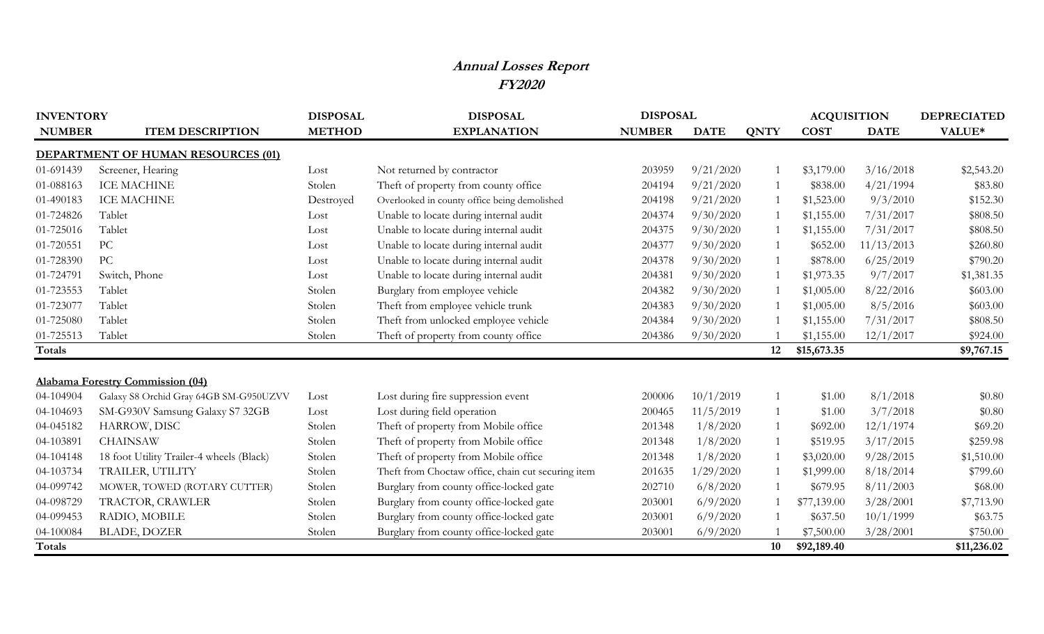# *Annual Losses Report*
## *FY2020*

| INVENTORY NUMBER | ITEM DESCRIPTION | DISPOSAL METHOD | DISPOSAL EXPLANATION | DISPOSAL NUMBER | DISPOSAL DATE | QNTY | ACQUISITION COST | ACQUISITION DATE | DEPRECIATED VALUE* |
|---|---|---|---|---|---|---|---|---|---|
| **DEPARTMENT OF HUMAN RESOURCES (01)** | | | | | | | | | |
| 01-691439 | Screener, Hearing | Lost | Not returned by contractor | 203959 | 9/21/2020 | 1 | $3,179.00 | 3/16/2018 | $2,543.20 |
| 01-088163 | ICE MACHINE | Stolen | Theft of property from county office | 204194 | 9/21/2020 | 1 | $838.00 | 4/21/1994 | $83.80 |
| 01-490183 | ICE MACHINE | Destroyed | Overlooked in county office being demolished | 204198 | 9/21/2020 | 1 | $1,523.00 | 9/3/2010 | $152.30 |
| 01-724826 | Tablet | Lost | Unable to locate during internal audit | 204374 | 9/30/2020 | 1 | $1,155.00 | 7/31/2017 | $808.50 |
| 01-725016 | Tablet | Lost | Unable to locate during internal audit | 204375 | 9/30/2020 | 1 | $1,155.00 | 7/31/2017 | $808.50 |
| 01-720551 | PC | Lost | Unable to locate during internal audit | 204377 | 9/30/2020 | 1 | $652.00 | 11/13/2013 | $260.80 |
| 01-728390 | PC | Lost | Unable to locate during internal audit | 204378 | 9/30/2020 | 1 | $878.00 | 6/25/2019 | $790.20 |
| 01-724791 | Switch, Phone | Lost | Unable to locate during internal audit | 204381 | 9/30/2020 | 1 | $1,973.35 | 9/7/2017 | $1,381.35 |
| 01-723553 | Tablet | Stolen | Burglary from employee vehicle | 204382 | 9/30/2020 | 1 | $1,005.00 | 8/22/2016 | $603.00 |
| 01-723077 | Tablet | Stolen | Theft from employee vehicle trunk | 204383 | 9/30/2020 | 1 | $1,005.00 | 8/5/2016 | $603.00 |
| 01-725080 | Tablet | Stolen | Theft from unlocked employee vehicle | 204384 | 9/30/2020 | 1 | $1,155.00 | 7/31/2017 | $808.50 |
| 01-725513 | Tablet | Stolen | Theft of property from county office | 204386 | 9/30/2020 | 1 | $1,155.00 | 12/1/2017 | $924.00 |
| **Totals** | | | | | | **12** | **$15,673.35** | | **$9,767.15** |
| **Alabama Forestry Commission (04)** | | | | | | | | | |
| 04-104904 | Galaxy S8 Orchid Gray 64GB SM-G950UZVV | Lost | Lost during fire suppression event | 200006 | 10/1/2019 | 1 | $1.00 | 8/1/2018 | $0.80 |
| 04-104693 | SM-G930V Samsung Galaxy S7 32GB | Lost | Lost during field operation | 200465 | 11/5/2019 | 1 | $1.00 | 3/7/2018 | $0.80 |
| 04-045182 | HARROW, DISC | Stolen | Theft of property from Mobile office | 201348 | 1/8/2020 | 1 | $692.00 | 12/1/1974 | $69.20 |
| 04-103891 | CHAINSAW | Stolen | Theft of property from Mobile office | 201348 | 1/8/2020 | 1 | $519.95 | 3/17/2015 | $259.98 |
| 04-104148 | 18 foot Utility Trailer-4 wheels (Black) | Stolen | Theft of property from Mobile office | 201348 | 1/8/2020 | 1 | $3,020.00 | 9/28/2015 | $1,510.00 |
| 04-103734 | TRAILER, UTILITY | Stolen | Theft from Choctaw office, chain cut securing item | 201635 | 1/29/2020 | 1 | $1,999.00 | 8/18/2014 | $799.60 |
| 04-099742 | MOWER, TOWED (ROTARY CUTTER) | Stolen | Burglary from county office-locked gate | 202710 | 6/8/2020 | 1 | $679.95 | 8/11/2003 | $68.00 |
| 04-098729 | TRACTOR, CRAWLER | Stolen | Burglary from county office-locked gate | 203001 | 6/9/2020 | 1 | $77,139.00 | 3/28/2001 | $7,713.90 |
| 04-099453 | RADIO, MOBILE | Stolen | Burglary from county office-locked gate | 203001 | 6/9/2020 | 1 | $637.50 | 10/1/1999 | $63.75 |
| 04-100084 | BLADE, DOZER | Stolen | Burglary from county office-locked gate | 203001 | 6/9/2020 | 1 | $7,500.00 | 3/28/2001 | $750.00 |
| **Totals** | | | | | | **10** | **$92,189.40** | | **$11,236.02** |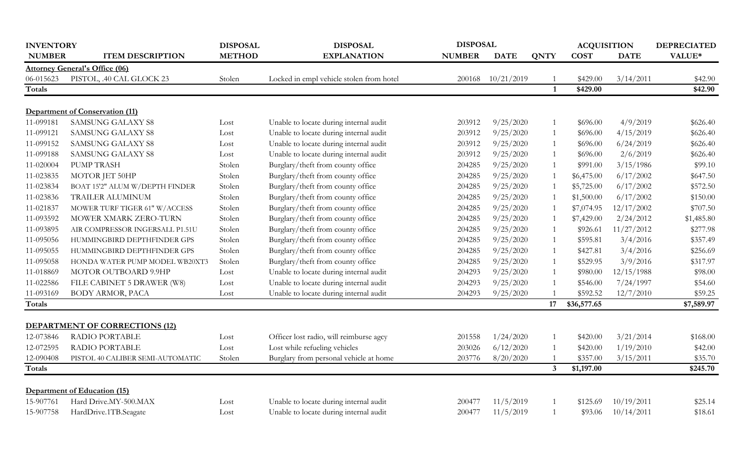| INVENTORY NUMBER | ITEM DESCRIPTION | DISPOSAL METHOD | DISPOSAL EXPLANATION | DISPOSAL NUMBER | DISPOSAL DATE | QNTY | ACQUISITION COST | ACQUISITION DATE | DEPRECIATED VALUE* |
|---|---|---|---|---|---|---|---|---|---|
| **Attorney General's Office (06)** | | | | | | | | | |
| 06-015623 | PISTOL, .40 CAL GLOCK 23 | Stolen | Locked in empl vehicle stolen from hotel | 200168 | 10/21/2019 | 1 | $429.00 | 3/14/2011 | $42.90 |
| **Totals** | | | | | | **1** | **$429.00** | | **$42.90** |
| **Department of Conservation (11)** | | | | | | | | | |
| 11-099181 | SAMSUNG GALAXY S8 | Lost | Unable to locate during internal audit | 203912 | 9/25/2020 | 1 | $696.00 | 4/9/2019 | $626.40 |
| 11-099121 | SAMSUNG GALAXY S8 | Lost | Unable to locate during internal audit | 203912 | 9/25/2020 | 1 | $696.00 | 4/15/2019 | $626.40 |
| 11-099152 | SAMSUNG GALAXY S8 | Lost | Unable to locate during internal audit | 203912 | 9/25/2020 | 1 | $696.00 | 6/24/2019 | $626.40 |
| 11-099188 | SAMSUNG GALAXY S8 | Lost | Unable to locate during internal audit | 203912 | 9/25/2020 | 1 | $696.00 | 2/6/2019 | $626.40 |
| 11-020004 | PUMP TRASH | Stolen | Burglary/theft from county office | 204285 | 9/25/2020 | 1 | $991.00 | 3/15/1986 | $99.10 |
| 11-023835 | MOTOR JET 50HP | Stolen | Burglary/theft from county office | 204285 | 9/25/2020 | 1 | $6,475.00 | 6/17/2002 | $647.50 |
| 11-023834 | BOAT 15'2" ALUM W/DEPTH FINDER | Stolen | Burglary/theft from county office | 204285 | 9/25/2020 | 1 | $5,725.00 | 6/17/2002 | $572.50 |
| 11-023836 | TRAILER ALUMINUM | Stolen | Burglary/theft from county office | 204285 | 9/25/2020 | 1 | $1,500.00 | 6/17/2002 | $150.00 |
| 11-021837 | MOWER TURF TIGER 61" W/ACCESS | Stolen | Burglary/theft from county office | 204285 | 9/25/2020 | 1 | $7,074.95 | 12/17/2002 | $707.50 |
| 11-093592 | MOWER XMARK ZERO-TURN | Stolen | Burglary/theft from county office | 204285 | 9/25/2020 | 1 | $7,429.00 | 2/24/2012 | $1,485.80 |
| 11-093895 | AIR COMPRESSOR INGERSALL P1.51U | Stolen | Burglary/theft from county office | 204285 | 9/25/2020 | 1 | $926.61 | 11/27/2012 | $277.98 |
| 11-095056 | HUMMINGBIRD DEPTHFINDER GPS | Stolen | Burglary/theft from county office | 204285 | 9/25/2020 | 1 | $595.81 | 3/4/2016 | $357.49 |
| 11-095055 | HUMMINGBIRD DEPTHFINDER GPS | Stolen | Burglary/theft from county office | 204285 | 9/25/2020 | 1 | $427.81 | 3/4/2016 | $256.69 |
| 11-095058 | HONDA WATER PUMP MODEL WB20XT3 | Stolen | Burglary/theft from county office | 204285 | 9/25/2020 | 1 | $529.95 | 3/9/2016 | $317.97 |
| 11-018869 | MOTOR OUTBOARD 9.9HP | Lost | Unable to locate during internal audit | 204293 | 9/25/2020 | 1 | $980.00 | 12/15/1988 | $98.00 |
| 11-022586 | FILE CABINET 5 DRAWER (W8) | Lost | Unable to locate during internal audit | 204293 | 9/25/2020 | 1 | $546.00 | 7/24/1997 | $54.60 |
| 11-093169 | BODY ARMOR, PACA | Lost | Unable to locate during internal audit | 204293 | 9/25/2020 | 1 | $592.52 | 12/7/2010 | $59.25 |
| **Totals** | | | | | | **17** | **$36,577.65** | | **$7,589.97** |
| **DEPARTMENT OF CORRECTIONS (12)** | | | | | | | | | |
| 12-073846 | RADIO PORTABLE | Lost | Officer lost radio, will reimburse agcy | 201558 | 1/24/2020 | 1 | $420.00 | 3/21/2014 | $168.00 |
| 12-072595 | RADIO PORTABLE | Lost | Lost while refueling vehicles | 203026 | 6/12/2020 | 1 | $420.00 | 1/19/2010 | $42.00 |
| 12-090408 | PISTOL 40 CALIBER SEMI-AUTOMATIC | Stolen | Burglary from personal vehicle at home | 203776 | 8/20/2020 | 1 | $357.00 | 3/15/2011 | $35.70 |
| **Totals** | | | | | | **3** | **$1,197.00** | | **$245.70** |
| **Department of Education (15)** | | | | | | | | | |
| 15-907761 | Hard Drive.MY-500.MAX | Lost | Unable to locate during internal audit | 200477 | 11/5/2019 | 1 | $125.69 | 10/19/2011 | $25.14 |
| 15-907758 | HardDrive.1TB.Seagate | Lost | Unable to locate during internal audit | 200477 | 11/5/2019 | 1 | $93.06 | 10/14/2011 | $18.61 |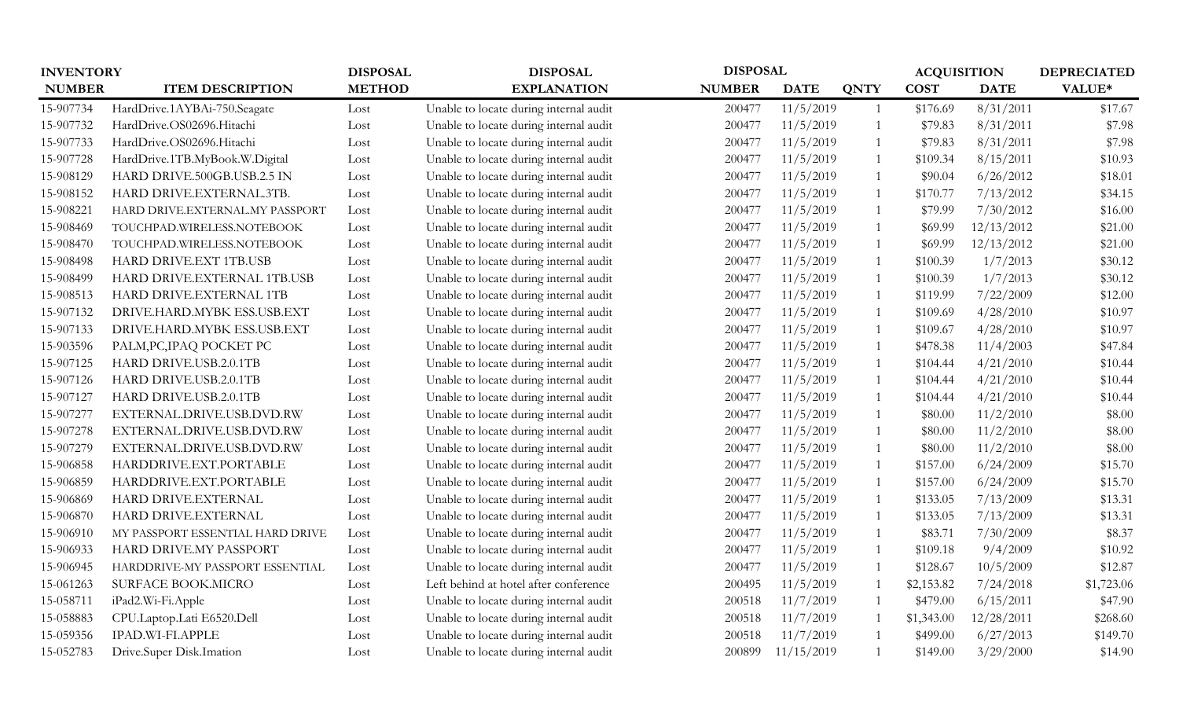| INVENTORY | | DISPOSAL | DISPOSAL | DISPOSAL | | | ACQUISITION | | DEPRECIATED |
|---|---|---|---|---|---|---|---|---|---|
| NUMBER | ITEM DESCRIPTION | METHOD | EXPLANATION | NUMBER | DATE | QNTY | COST | DATE | VALUE* |
| 15-907734 | HardDrive.1AYBAi-750.Seagate | Lost | Unable to locate during internal audit | 200477 | 11/5/2019 | 1 | $176.69 | 8/31/2011 | $17.67 |
| 15-907732 | HardDrive.OS02696.Hitachi | Lost | Unable to locate during internal audit | 200477 | 11/5/2019 | 1 | $79.83 | 8/31/2011 | $7.98 |
| 15-907733 | HardDrive.OS02696.Hitachi | Lost | Unable to locate during internal audit | 200477 | 11/5/2019 | 1 | $79.83 | 8/31/2011 | $7.98 |
| 15-907728 | HardDrive.1TB.MyBook.W.Digital | Lost | Unable to locate during internal audit | 200477 | 11/5/2019 | 1 | $109.34 | 8/15/2011 | $10.93 |
| 15-908129 | HARD DRIVE.500GB.USB.2.5 IN | Lost | Unable to locate during internal audit | 200477 | 11/5/2019 | 1 | $90.04 | 6/26/2012 | $18.01 |
| 15-908152 | HARD DRIVE.EXTERNAL.3TB. | Lost | Unable to locate during internal audit | 200477 | 11/5/2019 | 1 | $170.77 | 7/13/2012 | $34.15 |
| 15-908221 | HARD DRIVE.EXTERNAL.MY PASSPORT | Lost | Unable to locate during internal audit | 200477 | 11/5/2019 | 1 | $79.99 | 7/30/2012 | $16.00 |
| 15-908469 | TOUCHPAD.WIRELESS.NOTEBOOK | Lost | Unable to locate during internal audit | 200477 | 11/5/2019 | 1 | $69.99 | 12/13/2012 | $21.00 |
| 15-908470 | TOUCHPAD.WIRELESS.NOTEBOOK | Lost | Unable to locate during internal audit | 200477 | 11/5/2019 | 1 | $69.99 | 12/13/2012 | $21.00 |
| 15-908498 | HARD DRIVE.EXT 1TB.USB | Lost | Unable to locate during internal audit | 200477 | 11/5/2019 | 1 | $100.39 | 1/7/2013 | $30.12 |
| 15-908499 | HARD DRIVE.EXTERNAL 1TB.USB | Lost | Unable to locate during internal audit | 200477 | 11/5/2019 | 1 | $100.39 | 1/7/2013 | $30.12 |
| 15-908513 | HARD DRIVE.EXTERNAL 1TB | Lost | Unable to locate during internal audit | 200477 | 11/5/2019 | 1 | $119.99 | 7/22/2009 | $12.00 |
| 15-907132 | DRIVE.HARD.MYBK ESS.USB.EXT | Lost | Unable to locate during internal audit | 200477 | 11/5/2019 | 1 | $109.69 | 4/28/2010 | $10.97 |
| 15-907133 | DRIVE.HARD.MYBK ESS.USB.EXT | Lost | Unable to locate during internal audit | 200477 | 11/5/2019 | 1 | $109.67 | 4/28/2010 | $10.97 |
| 15-903596 | PALM,PC,IPAQ POCKET PC | Lost | Unable to locate during internal audit | 200477 | 11/5/2019 | 1 | $478.38 | 11/4/2003 | $47.84 |
| 15-907125 | HARD DRIVE.USB.2.0.1TB | Lost | Unable to locate during internal audit | 200477 | 11/5/2019 | 1 | $104.44 | 4/21/2010 | $10.44 |
| 15-907126 | HARD DRIVE.USB.2.0.1TB | Lost | Unable to locate during internal audit | 200477 | 11/5/2019 | 1 | $104.44 | 4/21/2010 | $10.44 |
| 15-907127 | HARD DRIVE.USB.2.0.1TB | Lost | Unable to locate during internal audit | 200477 | 11/5/2019 | 1 | $104.44 | 4/21/2010 | $10.44 |
| 15-907277 | EXTERNAL.DRIVE.USB.DVD.RW | Lost | Unable to locate during internal audit | 200477 | 11/5/2019 | 1 | $80.00 | 11/2/2010 | $8.00 |
| 15-907278 | EXTERNAL.DRIVE.USB.DVD.RW | Lost | Unable to locate during internal audit | 200477 | 11/5/2019 | 1 | $80.00 | 11/2/2010 | $8.00 |
| 15-907279 | EXTERNAL.DRIVE.USB.DVD.RW | Lost | Unable to locate during internal audit | 200477 | 11/5/2019 | 1 | $80.00 | 11/2/2010 | $8.00 |
| 15-906858 | HARDDRIVE.EXT.PORTABLE | Lost | Unable to locate during internal audit | 200477 | 11/5/2019 | 1 | $157.00 | 6/24/2009 | $15.70 |
| 15-906859 | HARDDRIVE.EXT.PORTABLE | Lost | Unable to locate during internal audit | 200477 | 11/5/2019 | 1 | $157.00 | 6/24/2009 | $15.70 |
| 15-906869 | HARD DRIVE.EXTERNAL | Lost | Unable to locate during internal audit | 200477 | 11/5/2019 | 1 | $133.05 | 7/13/2009 | $13.31 |
| 15-906870 | HARD DRIVE.EXTERNAL | Lost | Unable to locate during internal audit | 200477 | 11/5/2019 | 1 | $133.05 | 7/13/2009 | $13.31 |
| 15-906910 | MY PASSPORT ESSENTIAL HARD DRIVE | Lost | Unable to locate during internal audit | 200477 | 11/5/2019 | 1 | $83.71 | 7/30/2009 | $8.37 |
| 15-906933 | HARD DRIVE.MY PASSPORT | Lost | Unable to locate during internal audit | 200477 | 11/5/2019 | 1 | $109.18 | 9/4/2009 | $10.92 |
| 15-906945 | HARDDRIVE-MY PASSPORT ESSENTIAL | Lost | Unable to locate during internal audit | 200477 | 11/5/2019 | 1 | $128.67 | 10/5/2009 | $12.87 |
| 15-061263 | SURFACE BOOK.MICRO | Lost | Left behind at hotel after conference | 200495 | 11/5/2019 | 1 | $2,153.82 | 7/24/2018 | $1,723.06 |
| 15-058711 | iPad2.Wi-Fi.Apple | Lost | Unable to locate during internal audit | 200518 | 11/7/2019 | 1 | $479.00 | 6/15/2011 | $47.90 |
| 15-058883 | CPU.Laptop.Lati E6520.Dell | Lost | Unable to locate during internal audit | 200518 | 11/7/2019 | 1 | $1,343.00 | 12/28/2011 | $268.60 |
| 15-059356 | IPAD.WI-FI.APPLE | Lost | Unable to locate during internal audit | 200518 | 11/7/2019 | 1 | $499.00 | 6/27/2013 | $149.70 |
| 15-052783 | Drive.Super Disk.Imation | Lost | Unable to locate during internal audit | 200899 | 11/15/2019 | 1 | $149.00 | 3/29/2000 | $14.90 |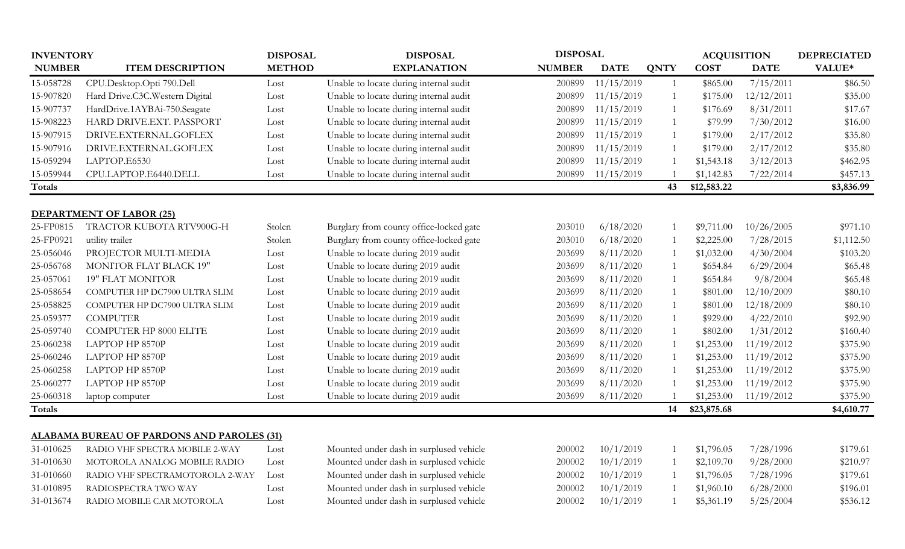| INVENTORY NUMBER | ITEM DESCRIPTION | DISPOSAL METHOD | DISPOSAL EXPLANATION | DISPOSAL NUMBER | DISPOSAL DATE | QNTY | ACQUISITION COST | ACQUISITION DATE | DEPRECIATED VALUE* |
|---|---|---|---|---|---|---|---|---|---|
| 15-058728 | CPU.Desktop.Opti 790.Dell | Lost | Unable to locate during internal audit | 200899 | 11/15/2019 | 1 | $865.00 | 7/15/2011 | $86.50 |
| 15-907820 | Hard Drive.C3C.Western Digital | Lost | Unable to locate during internal audit | 200899 | 11/15/2019 | 1 | $175.00 | 12/12/2011 | $35.00 |
| 15-907737 | HardDrive.1AYBAi-750.Seagate | Lost | Unable to locate during internal audit | 200899 | 11/15/2019 | 1 | $176.69 | 8/31/2011 | $17.67 |
| 15-908223 | HARD DRIVE.EXT. PASSPORT | Lost | Unable to locate during internal audit | 200899 | 11/15/2019 | 1 | $79.99 | 7/30/2012 | $16.00 |
| 15-907915 | DRIVE.EXTERNAL.GOFLEX | Lost | Unable to locate during internal audit | 200899 | 11/15/2019 | 1 | $179.00 | 2/17/2012 | $35.80 |
| 15-907916 | DRIVE.EXTERNAL.GOFLEX | Lost | Unable to locate during internal audit | 200899 | 11/15/2019 | 1 | $179.00 | 2/17/2012 | $35.80 |
| 15-059294 | LAPTOP.E6530 | Lost | Unable to locate during internal audit | 200899 | 11/15/2019 | 1 | $1,543.18 | 3/12/2013 | $462.95 |
| 15-059944 | CPU.LAPTOP.E6440.DELL | Lost | Unable to locate during internal audit | 200899 | 11/15/2019 | 1 | $1,142.83 | 7/22/2014 | $457.13 |
| **Totals** | | | | | | **43** | **$12,583.22** | | **$3,836.99** |
| | **DEPARTMENT OF LABOR (25)** | | | | | | | | |
| 25-FP0815 | TRACTOR KUBOTA RTV900G-H | Stolen | Burglary from county office-locked gate | 203010 | 6/18/2020 | 1 | $9,711.00 | 10/26/2005 | $971.10 |
| 25-FP0921 | utility trailer | Stolen | Burglary from county office-locked gate | 203010 | 6/18/2020 | 1 | $2,225.00 | 7/28/2015 | $1,112.50 |
| 25-056046 | PROJECTOR MULTI-MEDIA | Lost | Unable to locate during 2019 audit | 203699 | 8/11/2020 | 1 | $1,032.00 | 4/30/2004 | $103.20 |
| 25-056768 | MONITOR FLAT BLACK 19" | Lost | Unable to locate during 2019 audit | 203699 | 8/11/2020 | 1 | $654.84 | 6/29/2004 | $65.48 |
| 25-057061 | 19" FLAT MONITOR | Lost | Unable to locate during 2019 audit | 203699 | 8/11/2020 | 1 | $654.84 | 9/8/2004 | $65.48 |
| 25-058654 | COMPUTER HP DC7900 ULTRA SLIM | Lost | Unable to locate during 2019 audit | 203699 | 8/11/2020 | 1 | $801.00 | 12/10/2009 | $80.10 |
| 25-058825 | COMPUTER HP DC7900 ULTRA SLIM | Lost | Unable to locate during 2019 audit | 203699 | 8/11/2020 | 1 | $801.00 | 12/18/2009 | $80.10 |
| 25-059377 | COMPUTER | Lost | Unable to locate during 2019 audit | 203699 | 8/11/2020 | 1 | $929.00 | 4/22/2010 | $92.90 |
| 25-059740 | COMPUTER HP 8000 ELITE | Lost | Unable to locate during 2019 audit | 203699 | 8/11/2020 | 1 | $802.00 | 1/31/2012 | $160.40 |
| 25-060238 | LAPTOP HP 8570P | Lost | Unable to locate during 2019 audit | 203699 | 8/11/2020 | 1 | $1,253.00 | 11/19/2012 | $375.90 |
| 25-060246 | LAPTOP HP 8570P | Lost | Unable to locate during 2019 audit | 203699 | 8/11/2020 | 1 | $1,253.00 | 11/19/2012 | $375.90 |
| 25-060258 | LAPTOP HP 8570P | Lost | Unable to locate during 2019 audit | 203699 | 8/11/2020 | 1 | $1,253.00 | 11/19/2012 | $375.90 |
| 25-060277 | LAPTOP HP 8570P | Lost | Unable to locate during 2019 audit | 203699 | 8/11/2020 | 1 | $1,253.00 | 11/19/2012 | $375.90 |
| 25-060318 | laptop computer | Lost | Unable to locate during 2019 audit | 203699 | 8/11/2020 | 1 | $1,253.00 | 11/19/2012 | $375.90 |
| **Totals** | | | | | | **14** | **$23,875.68** | | **$4,610.77** |
| | **ALABAMA BUREAU OF PARDONS AND PAROLES (31)** | | | | | | | | |
| 31-010625 | RADIO VHF SPECTRA MOBILE 2-WAY | Lost | Mounted under dash in surplused vehicle | 200002 | 10/1/2019 | 1 | $1,796.05 | 7/28/1996 | $179.61 |
| 31-010630 | MOTOROLA ANALOG MOBILE RADIO | Lost | Mounted under dash in surplused vehicle | 200002 | 10/1/2019 | 1 | $2,109.70 | 9/28/2000 | $210.97 |
| 31-010660 | RADIO VHF SPECTRAMOTOROLA 2-WAY | Lost | Mounted under dash in surplused vehicle | 200002 | 10/1/2019 | 1 | $1,796.05 | 7/28/1996 | $179.61 |
| 31-010895 | RADIOSPECTRA TWO WAY | Lost | Mounted under dash in surplused vehicle | 200002 | 10/1/2019 | 1 | $1,960.10 | 6/28/2000 | $196.01 |
| 31-013674 | RADIO MOBILE CAR MOTOROLA | Lost | Mounted under dash in surplused vehicle | 200002 | 10/1/2019 | 1 | $5,361.19 | 5/25/2004 | $536.12 |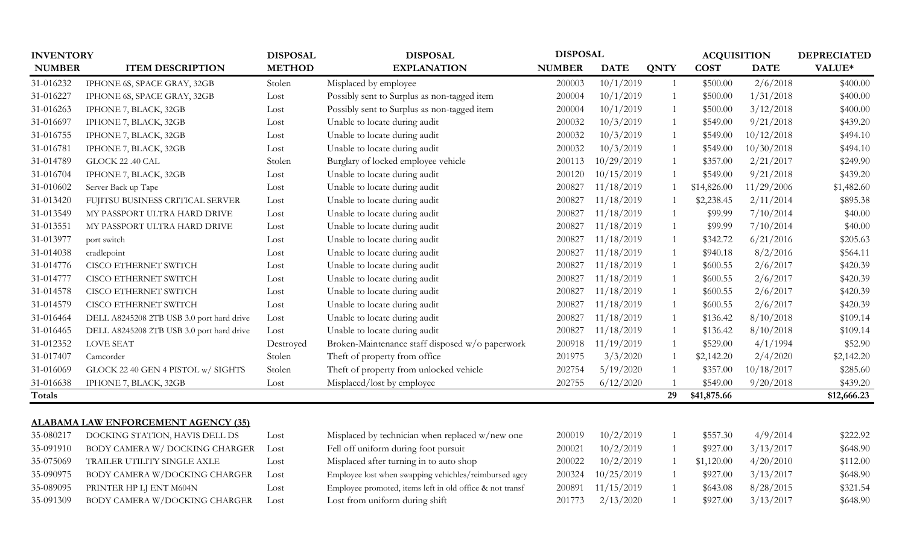| INVENTORY NUMBER | ITEM DESCRIPTION | DISPOSAL METHOD | DISPOSAL EXPLANATION | DISPOSAL NUMBER | DATE | QNTY | ACQUISITION COST | DATE | DEPRECIATED VALUE* |
|---|---|---|---|---|---|---|---|---|---|
| 31-016232 | IPHONE 6S, SPACE GRAY, 32GB | Stolen | Misplaced by employee | 200003 | 10/1/2019 | 1 | $500.00 | 2/6/2018 | $400.00 |
| 31-016227 | IPHONE 6S, SPACE GRAY, 32GB | Lost | Possibly sent to Surplus as non-tagged item | 200004 | 10/1/2019 | 1 | $500.00 | 1/31/2018 | $400.00 |
| 31-016263 | IPHONE 7, BLACK, 32GB | Lost | Possibly sent to Surplus as non-tagged item | 200004 | 10/1/2019 | 1 | $500.00 | 3/12/2018 | $400.00 |
| 31-016697 | IPHONE 7, BLACK, 32GB | Lost | Unable to locate during audit | 200032 | 10/3/2019 | 1 | $549.00 | 9/21/2018 | $439.20 |
| 31-016755 | IPHONE 7, BLACK, 32GB | Lost | Unable to locate during audit | 200032 | 10/3/2019 | 1 | $549.00 | 10/12/2018 | $494.10 |
| 31-016781 | IPHONE 7, BLACK, 32GB | Lost | Unable to locate during audit | 200032 | 10/3/2019 | 1 | $549.00 | 10/30/2018 | $494.10 |
| 31-014789 | GLOCK 22 .40 CAL | Stolen | Burglary of locked employee vehicle | 200113 | 10/29/2019 | 1 | $357.00 | 2/21/2017 | $249.90 |
| 31-016704 | IPHONE 7, BLACK, 32GB | Lost | Unable to locate during audit | 200120 | 10/15/2019 | 1 | $549.00 | 9/21/2018 | $439.20 |
| 31-010602 | Server Back up Tape | Lost | Unable to locate during audit | 200827 | 11/18/2019 | 1 | $14,826.00 | 11/29/2006 | $1,482.60 |
| 31-013420 | FUJITSU BUSINESS CRITICAL SERVER | Lost | Unable to locate during audit | 200827 | 11/18/2019 | 1 | $2,238.45 | 2/11/2014 | $895.38 |
| 31-013549 | MY PASSPORT ULTRA HARD DRIVE | Lost | Unable to locate during audit | 200827 | 11/18/2019 | 1 | $99.99 | 7/10/2014 | $40.00 |
| 31-013551 | MY PASSPORT ULTRA HARD DRIVE | Lost | Unable to locate during audit | 200827 | 11/18/2019 | 1 | $99.99 | 7/10/2014 | $40.00 |
| 31-013977 | port switch | Lost | Unable to locate during audit | 200827 | 11/18/2019 | 1 | $342.72 | 6/21/2016 | $205.63 |
| 31-014038 | cradlepoint | Lost | Unable to locate during audit | 200827 | 11/18/2019 | 1 | $940.18 | 8/2/2016 | $564.11 |
| 31-014776 | CISCO ETHERNET SWITCH | Lost | Unable to locate during audit | 200827 | 11/18/2019 | 1 | $600.55 | 2/6/2017 | $420.39 |
| 31-014777 | CISCO ETHERNET SWITCH | Lost | Unable to locate during audit | 200827 | 11/18/2019 | 1 | $600.55 | 2/6/2017 | $420.39 |
| 31-014578 | CISCO ETHERNET SWITCH | Lost | Unable to locate during audit | 200827 | 11/18/2019 | 1 | $600.55 | 2/6/2017 | $420.39 |
| 31-014579 | CISCO ETHERNET SWITCH | Lost | Unable to locate during audit | 200827 | 11/18/2019 | 1 | $600.55 | 2/6/2017 | $420.39 |
| 31-016464 | DELL A8245208 2TB USB 3.0 port hard drive | Lost | Unable to locate during audit | 200827 | 11/18/2019 | 1 | $136.42 | 8/10/2018 | $109.14 |
| 31-016465 | DELL A8245208 2TB USB 3.0 port hard drive | Lost | Unable to locate during audit | 200827 | 11/18/2019 | 1 | $136.42 | 8/10/2018 | $109.14 |
| 31-012352 | LOVE SEAT | Destroyed | Broken-Maintenance staff disposed w/o paperwork | 200918 | 11/19/2019 | 1 | $529.00 | 4/1/1994 | $52.90 |
| 31-017407 | Camcorder | Stolen | Theft of property from office | 201975 | 3/3/2020 | 1 | $2,142.20 | 2/4/2020 | $2,142.20 |
| 31-016069 | GLOCK 22 40 GEN 4 PISTOL w/ SIGHTS | Stolen | Theft of property from unlocked vehicle | 202754 | 5/19/2020 | 1 | $357.00 | 10/18/2017 | $285.60 |
| 31-016638 | IPHONE 7, BLACK, 32GB | Lost | Misplaced/lost by employee | 202755 | 6/12/2020 | 1 | $549.00 | 9/20/2018 | $439.20 |
| **Totals** | | | | | | **29** | **$41,875.66** | | **$12,666.23** |

**ALABAMA LAW ENFORCEMENT AGENCY (35)**

| INVENTORY NUMBER | ITEM DESCRIPTION | DISPOSAL METHOD | DISPOSAL EXPLANATION | DISPOSAL NUMBER | DATE | QNTY | ACQUISITION COST | DATE | DEPRECIATED VALUE* |
|---|---|---|---|---|---|---|---|---|---|
| 35-080217 | DOCKING STATION, HAVIS DELL DS | Lost | Misplaced by technician when replaced w/new one | 200019 | 10/2/2019 | 1 | $557.30 | 4/9/2014 | $222.92 |
| 35-091910 | BODY CAMERA W/ DOCKING CHARGER | Lost | Fell off uniform during foot pursuit | 200021 | 10/2/2019 | 1 | $927.00 | 3/13/2017 | $648.90 |
| 35-075069 | TRAILER UTILITY SINGLE AXLE | Lost | Misplaced after turning in to auto shop | 200022 | 10/2/2019 | 1 | $1,120.00 | 4/20/2010 | $112.00 |
| 35-090975 | BODY CAMERA W/DOCKING CHARGER | Lost | Employee lost when swapping vehichles/reimbursed agcy | 200324 | 10/25/2019 | 1 | $927.00 | 3/13/2017 | $648.90 |
| 35-089095 | PRINTER HP LJ ENT M604N | Lost | Employee promoted, items left in old office & not transf | 200891 | 11/15/2019 | 1 | $643.08 | 8/28/2015 | $321.54 |
| 35-091309 | BODY CAMERA W/DOCKING CHARGER | Lost | Lost from uniform during shift | 201773 | 2/13/2020 | 1 | $927.00 | 3/13/2017 | $648.90 |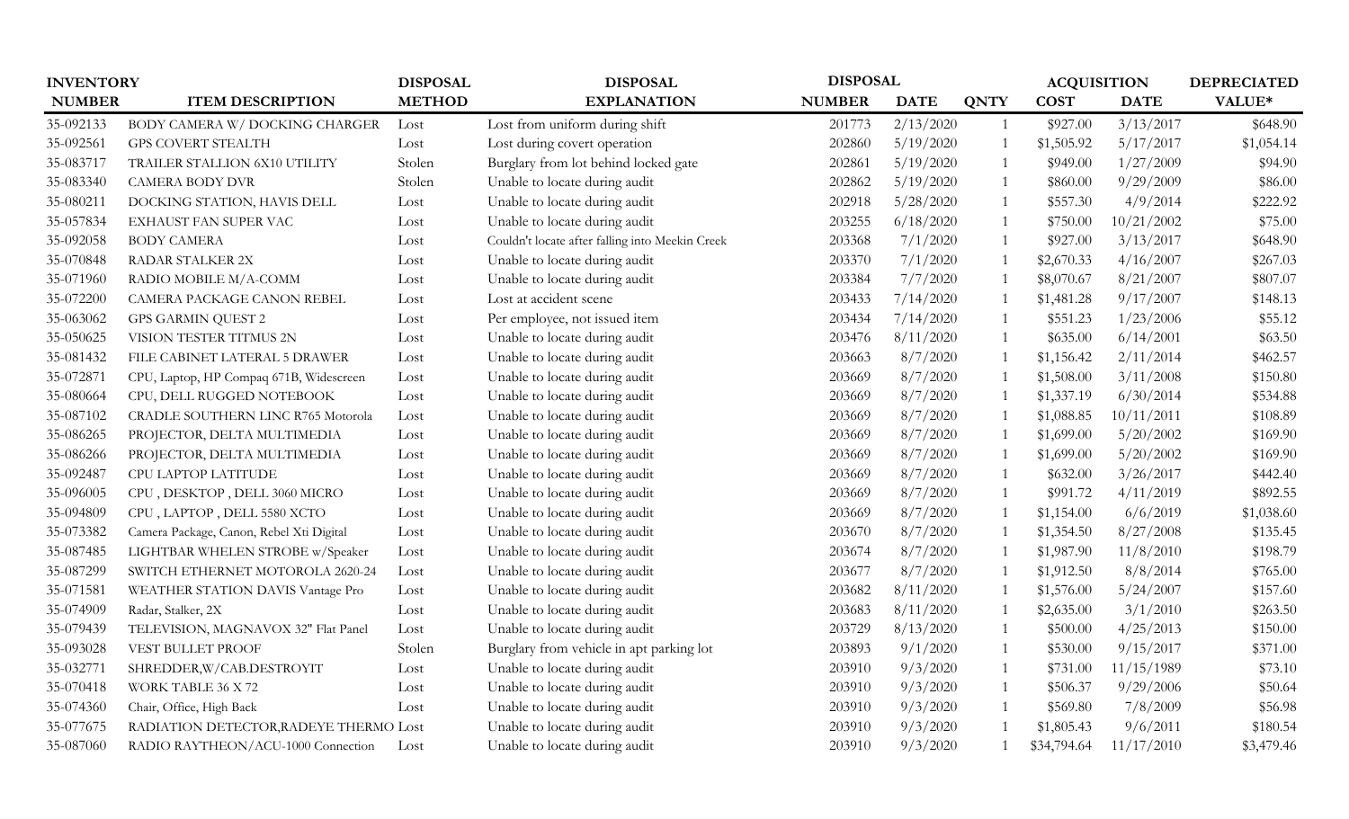| INVENTORY NUMBER | ITEM DESCRIPTION | DISPOSAL METHOD | DISPOSAL EXPLANATION | DISPOSAL NUMBER | DATE | QNTY | ACQUISITION COST | DATE | DEPRECIATED VALUE* |
|---|---|---|---|---|---|---|---|---|---|
| 35-092133 | BODY CAMERA W/ DOCKING CHARGER | Lost | Lost from uniform during shift | 201773 | 2/13/2020 | 1 | $927.00 | 3/13/2017 | $648.90 |
| 35-092561 | GPS COVERT STEALTH | Lost | Lost during covert operation | 202860 | 5/19/2020 | 1 | $1,505.92 | 5/17/2017 | $1,054.14 |
| 35-083717 | TRAILER STALLION 6X10 UTILITY | Stolen | Burglary from lot behind locked gate | 202861 | 5/19/2020 | 1 | $949.00 | 1/27/2009 | $94.90 |
| 35-083340 | CAMERA BODY DVR | Stolen | Unable to locate during audit | 202862 | 5/19/2020 | 1 | $860.00 | 9/29/2009 | $86.00 |
| 35-080211 | DOCKING STATION, HAVIS DELL | Lost | Unable to locate during audit | 202918 | 5/28/2020 | 1 | $557.30 | 4/9/2014 | $222.92 |
| 35-057834 | EXHAUST FAN SUPER VAC | Lost | Unable to locate during audit | 203255 | 6/18/2020 | 1 | $750.00 | 10/21/2002 | $75.00 |
| 35-092058 | BODY CAMERA | Lost | Couldn't locate after falling into Meekin Creek | 203368 | 7/1/2020 | 1 | $927.00 | 3/13/2017 | $648.90 |
| 35-070848 | RADAR STALKER 2X | Lost | Unable to locate during audit | 203370 | 7/1/2020 | 1 | $2,670.33 | 4/16/2007 | $267.03 |
| 35-071960 | RADIO MOBILE M/A-COMM | Lost | Unable to locate during audit | 203384 | 7/7/2020 | 1 | $8,070.67 | 8/21/2007 | $807.07 |
| 35-072200 | CAMERA PACKAGE CANON REBEL | Lost | Lost at accident scene | 203433 | 7/14/2020 | 1 | $1,481.28 | 9/17/2007 | $148.13 |
| 35-063062 | GPS GARMIN QUEST 2 | Lost | Per employee, not issued item | 203434 | 7/14/2020 | 1 | $551.23 | 1/23/2006 | $55.12 |
| 35-050625 | VISION TESTER TITMUS 2N | Lost | Unable to locate during audit | 203476 | 8/11/2020 | 1 | $635.00 | 6/14/2001 | $63.50 |
| 35-081432 | FILE CABINET LATERAL 5 DRAWER | Lost | Unable to locate during audit | 203663 | 8/7/2020 | 1 | $1,156.42 | 2/11/2014 | $462.57 |
| 35-072871 | CPU, Laptop, HP Compaq 671B, Widescreen | Lost | Unable to locate during audit | 203669 | 8/7/2020 | 1 | $1,508.00 | 3/11/2008 | $150.80 |
| 35-080664 | CPU, DELL RUGGED NOTEBOOK | Lost | Unable to locate during audit | 203669 | 8/7/2020 | 1 | $1,337.19 | 6/30/2014 | $534.88 |
| 35-087102 | CRADLE SOUTHERN LINC R765 Motorola | Lost | Unable to locate during audit | 203669 | 8/7/2020 | 1 | $1,088.85 | 10/11/2011 | $108.89 |
| 35-086265 | PROJECTOR, DELTA MULTIMEDIA | Lost | Unable to locate during audit | 203669 | 8/7/2020 | 1 | $1,699.00 | 5/20/2002 | $169.90 |
| 35-086266 | PROJECTOR, DELTA MULTIMEDIA | Lost | Unable to locate during audit | 203669 | 8/7/2020 | 1 | $1,699.00 | 5/20/2002 | $169.90 |
| 35-092487 | CPU LAPTOP LATITUDE | Lost | Unable to locate during audit | 203669 | 8/7/2020 | 1 | $632.00 | 3/26/2017 | $442.40 |
| 35-096005 | CPU , DESKTOP , DELL 3060 MICRO | Lost | Unable to locate during audit | 203669 | 8/7/2020 | 1 | $991.72 | 4/11/2019 | $892.55 |
| 35-094809 | CPU , LAPTOP , DELL 5580 XCTO | Lost | Unable to locate during audit | 203669 | 8/7/2020 | 1 | $1,154.00 | 6/6/2019 | $1,038.60 |
| 35-073382 | Camera Package, Canon, Rebel Xti Digital | Lost | Unable to locate during audit | 203670 | 8/7/2020 | 1 | $1,354.50 | 8/27/2008 | $135.45 |
| 35-087485 | LIGHTBAR WHELEN STROBE w/Speaker | Lost | Unable to locate during audit | 203674 | 8/7/2020 | 1 | $1,987.90 | 11/8/2010 | $198.79 |
| 35-087299 | SWITCH ETHERNET MOTOROLA 2620-24 | Lost | Unable to locate during audit | 203677 | 8/7/2020 | 1 | $1,912.50 | 8/8/2014 | $765.00 |
| 35-071581 | WEATHER STATION DAVIS Vantage Pro | Lost | Unable to locate during audit | 203682 | 8/11/2020 | 1 | $1,576.00 | 5/24/2007 | $157.60 |
| 35-074909 | Radar, Stalker, 2X | Lost | Unable to locate during audit | 203683 | 8/11/2020 | 1 | $2,635.00 | 3/1/2010 | $263.50 |
| 35-079439 | TELEVISION, MAGNAVOX 32" Flat Panel | Lost | Unable to locate during audit | 203729 | 8/13/2020 | 1 | $500.00 | 4/25/2013 | $150.00 |
| 35-093028 | VEST BULLET PROOF | Stolen | Burglary from vehicle in apt parking lot | 203893 | 9/1/2020 | 1 | $530.00 | 9/15/2017 | $371.00 |
| 35-032771 | SHREDDER,W/CAB.DESTROYIT | Lost | Unable to locate during audit | 203910 | 9/3/2020 | 1 | $731.00 | 11/15/1989 | $73.10 |
| 35-070418 | WORK TABLE 36 X 72 | Lost | Unable to locate during audit | 203910 | 9/3/2020 | 1 | $506.37 | 9/29/2006 | $50.64 |
| 35-074360 | Chair, Office, High Back | Lost | Unable to locate during audit | 203910 | 9/3/2020 | 1 | $569.80 | 7/8/2009 | $56.98 |
| 35-077675 | RADIATION DETECTOR,RADEYE THERMO | Lost | Unable to locate during audit | 203910 | 9/3/2020 | 1 | $1,805.43 | 9/6/2011 | $180.54 |
| 35-087060 | RADIO RAYTHEON/ACU-1000 Connection | Lost | Unable to locate during audit | 203910 | 9/3/2020 | 1 | $34,794.64 | 11/17/2010 | $3,479.46 |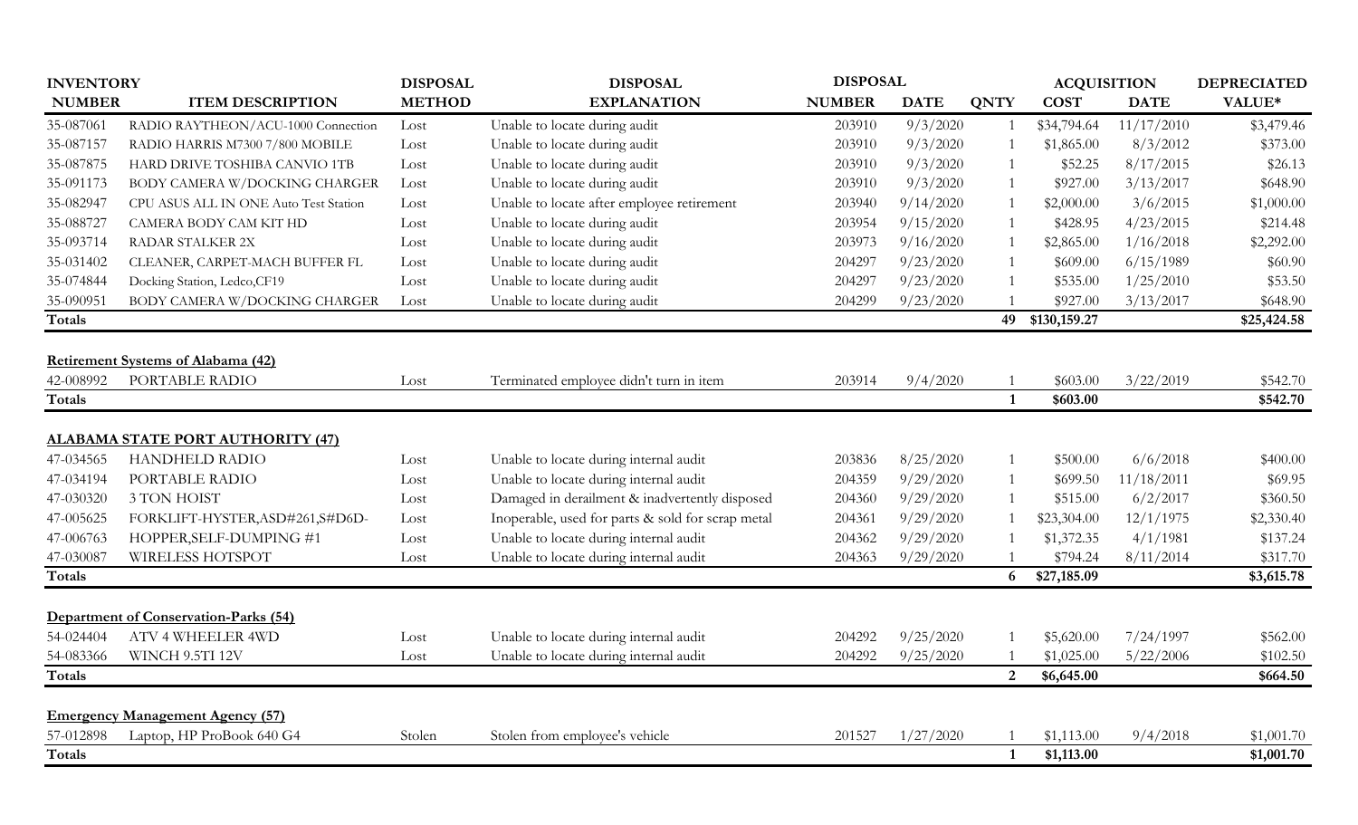| INVENTORY NUMBER | ITEM DESCRIPTION | DISPOSAL METHOD | DISPOSAL EXPLANATION | DISPOSAL NUMBER | DISPOSAL DATE | QNTY | ACQUISITION COST | ACQUISITION DATE | DEPRECIATED VALUE* |
|---|---|---|---|---|---|---|---|---|---|
| 35-087061 | RADIO RAYTHEON/ACU-1000 Connection | Lost | Unable to locate during audit | 203910 | 9/3/2020 | 1 | $34,794.64 | 11/17/2010 | $3,479.46 |
| 35-087157 | RADIO HARRIS M7300 7/800 MOBILE | Lost | Unable to locate during audit | 203910 | 9/3/2020 | 1 | $1,865.00 | 8/3/2012 | $373.00 |
| 35-087875 | HARD DRIVE TOSHIBA CANVIO 1TB | Lost | Unable to locate during audit | 203910 | 9/3/2020 | 1 | $52.25 | 8/17/2015 | $26.13 |
| 35-091173 | BODY CAMERA W/DOCKING CHARGER | Lost | Unable to locate during audit | 203910 | 9/3/2020 | 1 | $927.00 | 3/13/2017 | $648.90 |
| 35-082947 | CPU ASUS ALL IN ONE Auto Test Station | Lost | Unable to locate after employee retirement | 203940 | 9/14/2020 | 1 | $2,000.00 | 3/6/2015 | $1,000.00 |
| 35-088727 | CAMERA BODY CAM KIT HD | Lost | Unable to locate during audit | 203954 | 9/15/2020 | 1 | $428.95 | 4/23/2015 | $214.48 |
| 35-093714 | RADAR STALKER 2X | Lost | Unable to locate during audit | 203973 | 9/16/2020 | 1 | $2,865.00 | 1/16/2018 | $2,292.00 |
| 35-031402 | CLEANER, CARPET-MACH BUFFER FL | Lost | Unable to locate during audit | 204297 | 9/23/2020 | 1 | $609.00 | 6/15/1989 | $60.90 |
| 35-074844 | Docking Station, Ledco,CF19 | Lost | Unable to locate during audit | 204297 | 9/23/2020 | 1 | $535.00 | 1/25/2010 | $53.50 |
| 35-090951 | BODY CAMERA W/DOCKING CHARGER | Lost | Unable to locate during audit | 204299 | 9/23/2020 | 1 | $927.00 | 3/13/2017 | $648.90 |
| **Totals** | | | | | | **49** | **$130,159.27** | | **$25,424.58** |
| | | | | | | | | | |
| **Retirement Systems of Alabama (42)** | | | | | | | | | |
| 42-008992 | PORTABLE RADIO | Lost | Terminated employee didn't turn in item | 203914 | 9/4/2020 | 1 | $603.00 | 3/22/2019 | $542.70 |
| **Totals** | | | | | | **1** | **$603.00** | | **$542.70** |
| | | | | | | | | | |
| **ALABAMA STATE PORT AUTHORITY (47)** | | | | | | | | | |
| 47-034565 | HANDHELD RADIO | Lost | Unable to locate during internal audit | 203836 | 8/25/2020 | 1 | $500.00 | 6/6/2018 | $400.00 |
| 47-034194 | PORTABLE RADIO | Lost | Unable to locate during internal audit | 204359 | 9/29/2020 | 1 | $699.50 | 11/18/2011 | $69.95 |
| 47-030320 | 3 TON HOIST | Lost | Damaged in derailment & inadvertently disposed | 204360 | 9/29/2020 | 1 | $515.00 | 6/2/2017 | $360.50 |
| 47-005625 | FORKLIFT-HYSTER,ASD#261,S#D6D- | Lost | Inoperable, used for parts & sold for scrap metal | 204361 | 9/29/2020 | 1 | $23,304.00 | 12/1/1975 | $2,330.40 |
| 47-006763 | HOPPER,SELF-DUMPING #1 | Lost | Unable to locate during internal audit | 204362 | 9/29/2020 | 1 | $1,372.35 | 4/1/1981 | $137.24 |
| 47-030087 | WIRELESS HOTSPOT | Lost | Unable to locate during internal audit | 204363 | 9/29/2020 | 1 | $794.24 | 8/11/2014 | $317.70 |
| **Totals** | | | | | | **6** | **$27,185.09** | | **$3,615.78** |
| | | | | | | | | | |
| **Department of Conservation-Parks (54)** | | | | | | | | | |
| 54-024404 | ATV 4 WHEELER 4WD | Lost | Unable to locate during internal audit | 204292 | 9/25/2020 | 1 | $5,620.00 | 7/24/1997 | $562.00 |
| 54-083366 | WINCH 9.5TI 12V | Lost | Unable to locate during internal audit | 204292 | 9/25/2020 | 1 | $1,025.00 | 5/22/2006 | $102.50 |
| **Totals** | | | | | | **2** | **$6,645.00** | | **$664.50** |
| | | | | | | | | | |
| **Emergency Management Agency (57)** | | | | | | | | | |
| 57-012898 | Laptop, HP ProBook 640 G4 | Stolen | Stolen from employee's vehicle | 201527 | 1/27/2020 | 1 | $1,113.00 | 9/4/2018 | $1,001.70 |
| **Totals** | | | | | | **1** | **$1,113.00** | | **$1,001.70** |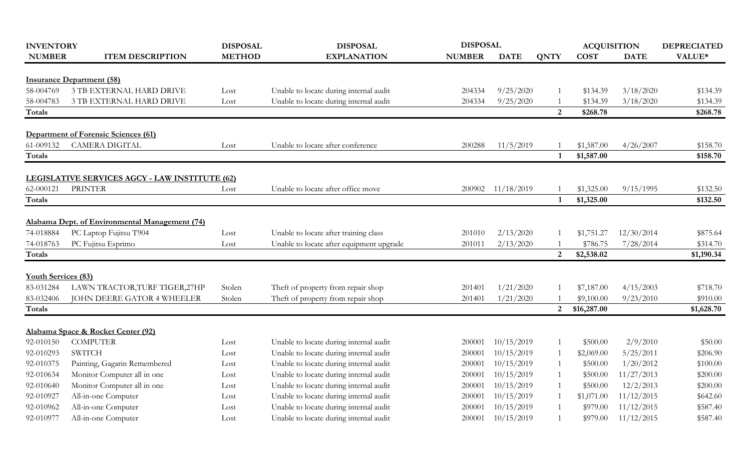| INVENTORY NUMBER | ITEM DESCRIPTION | DISPOSAL METHOD | DISPOSAL EXPLANATION | DISPOSAL NUMBER | DATE | QNTY | ACQUISITION COST | DATE | DEPRECIATED VALUE* |
|---|---|---|---|---|---|---|---|---|---|
| **Insurance Department (58)** | | | | | | | | | |
| 58-004769 | 3 TB EXTERNAL HARD DRIVE | Lost | Unable to locate during internal audit | 204334 | 9/25/2020 | 1 | $134.39 | 3/18/2020 | $134.39 |
| 58-004783 | 3 TB EXTERNAL HARD DRIVE | Lost | Unable to locate during internal audit | 204334 | 9/25/2020 | 1 | $134.39 | 3/18/2020 | $134.39 |
| **Totals** | | | | | | **2** | **$268.78** | | **$268.78** |
| **Department of Forensic Sciences (61)** | | | | | | | | | |
| 61-009132 | CAMERA DIGITAL | Lost | Unable to locate after conference | 200288 | 11/5/2019 | 1 | $1,587.00 | 4/26/2007 | $158.70 |
| **Totals** | | | | | | **1** | **$1,587.00** | | **$158.70** |
| **LEGISLATIVE SERVICES AGCY - LAW INSTITUTE (62)** | | | | | | | | | |
| 62-000121 | PRINTER | Lost | Unable to locate after office move | 200902 | 11/18/2019 | 1 | $1,325.00 | 9/15/1995 | $132.50 |
| **Totals** | | | | | | **1** | **$1,325.00** | | **$132.50** |
| **Alabama Dept. of Environmental Management (74)** | | | | | | | | | |
| 74-018884 | PC Laptop Fujitsu T904 | Lost | Unable to locate after training class | 201010 | 2/13/2020 | 1 | $1,751.27 | 12/30/2014 | $875.64 |
| 74-018763 | PC Fujitsu Esprimo | Lost | Unable to locate after equipment upgrade | 201011 | 2/13/2020 | 1 | $786.75 | 7/28/2014 | $314.70 |
| **Totals** | | | | | | **2** | **$2,538.02** | | **$1,190.34** |
| **Youth Services (83)** | | | | | | | | | |
| 83-031284 | LAWN TRACTOR,TURF TIGER,27HP | Stolen | Theft of property from repair shop | 201401 | 1/21/2020 | 1 | $7,187.00 | 4/15/2003 | $718.70 |
| 83-032406 | JOHN DEERE GATOR 4 WHEELER | Stolen | Theft of property from repair shop | 201401 | 1/21/2020 | 1 | $9,100.00 | 9/23/2010 | $910.00 |
| **Totals** | | | | | | **2** | **$16,287.00** | | **$1,628.70** |
| **Alabama Space & Rocket Center (92)** | | | | | | | | | |
| 92-010150 | COMPUTER | Lost | Unable to locate during internal audit | 200001 | 10/15/2019 | 1 | $500.00 | 2/9/2010 | $50.00 |
| 92-010293 | SWITCH | Lost | Unable to locate during internal audit | 200001 | 10/15/2019 | 1 | $2,069.00 | 5/25/2011 | $206.90 |
| 92-010375 | Painting, Gagarin Remembered | Lost | Unable to locate during internal audit | 200001 | 10/15/2019 | 1 | $500.00 | 1/20/2012 | $100.00 |
| 92-010634 | Monitor Computer all in one | Lost | Unable to locate during internal audit | 200001 | 10/15/2019 | 1 | $500.00 | 11/27/2013 | $200.00 |
| 92-010640 | Monitor Computer all in one | Lost | Unable to locate during internal audit | 200001 | 10/15/2019 | 1 | $500.00 | 12/2/2013 | $200.00 |
| 92-010927 | All-in-one Computer | Lost | Unable to locate during internal audit | 200001 | 10/15/2019 | 1 | $1,071.00 | 11/12/2015 | $642.60 |
| 92-010962 | All-in-one Computer | Lost | Unable to locate during internal audit | 200001 | 10/15/2019 | 1 | $979.00 | 11/12/2015 | $587.40 |
| 92-010977 | All-in-one Computer | Lost | Unable to locate during internal audit | 200001 | 10/15/2019 | 1 | $979.00 | 11/12/2015 | $587.40 |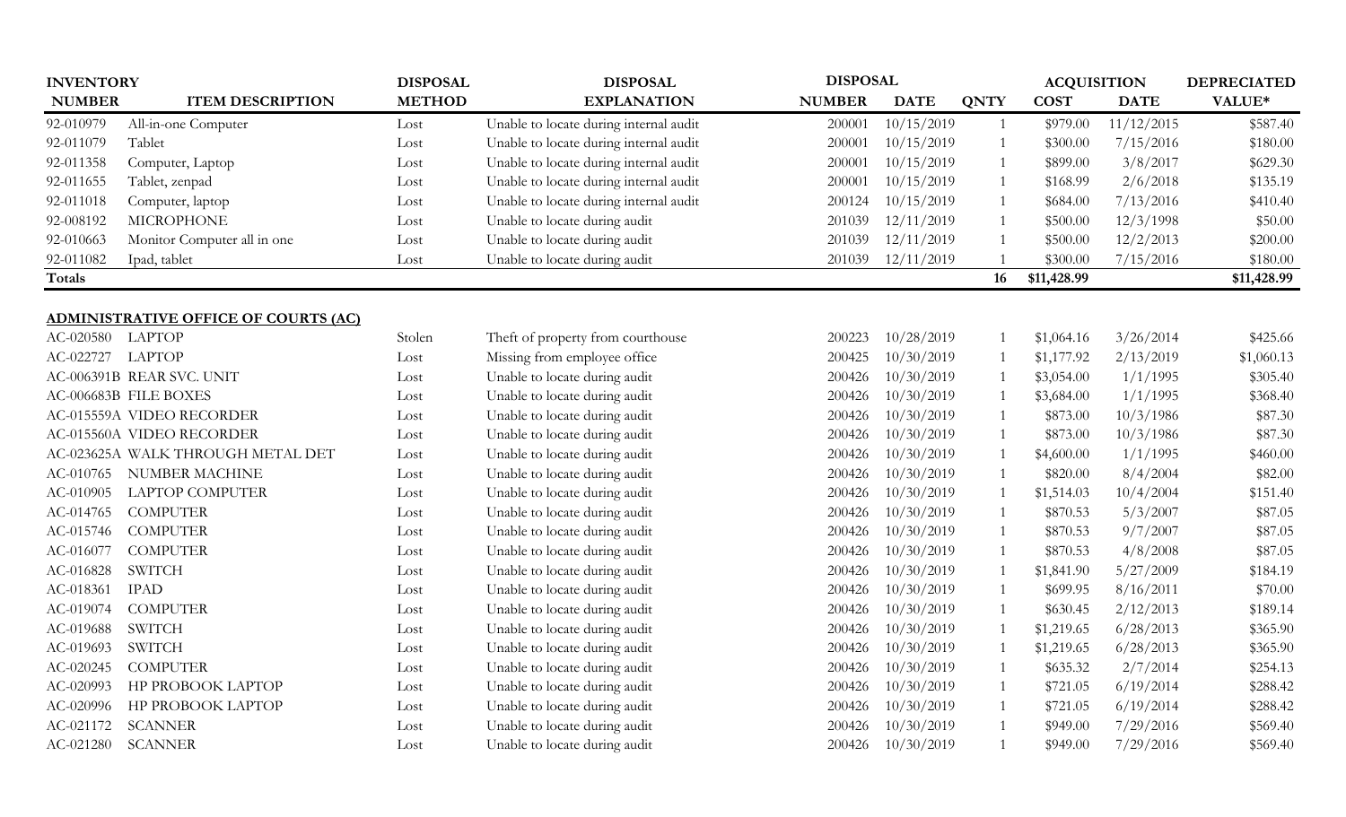| INVENTORY NUMBER | ITEM DESCRIPTION | DISPOSAL METHOD | DISPOSAL EXPLANATION | DISPOSAL NUMBER | DISPOSAL DATE | QNTY | ACQUISITION COST | ACQUISITION DATE | DEPRECIATED VALUE* |
|---|---|---|---|---|---|---|---|---|---|
| 92-010979 | All-in-one Computer | Lost | Unable to locate during internal audit | 200001 | 10/15/2019 | 1 | $979.00 | 11/12/2015 | $587.40 |
| 92-011079 | Tablet | Lost | Unable to locate during internal audit | 200001 | 10/15/2019 | 1 | $300.00 | 7/15/2016 | $180.00 |
| 92-011358 | Computer, Laptop | Lost | Unable to locate during internal audit | 200001 | 10/15/2019 | 1 | $899.00 | 3/8/2017 | $629.30 |
| 92-011655 | Tablet, zenpad | Lost | Unable to locate during internal audit | 200001 | 10/15/2019 | 1 | $168.99 | 2/6/2018 | $135.19 |
| 92-011018 | Computer, laptop | Lost | Unable to locate during internal audit | 200124 | 10/15/2019 | 1 | $684.00 | 7/13/2016 | $410.40 |
| 92-008192 | MICROPHONE | Lost | Unable to locate during audit | 201039 | 12/11/2019 | 1 | $500.00 | 12/3/1998 | $50.00 |
| 92-010663 | Monitor Computer all in one | Lost | Unable to locate during audit | 201039 | 12/11/2019 | 1 | $500.00 | 12/2/2013 | $200.00 |
| 92-011082 | Ipad, tablet | Lost | Unable to locate during audit | 201039 | 12/11/2019 | 1 | $300.00 | 7/15/2016 | $180.00 |
| **Totals** | | | | | | **16** | **$11,428.99** | | **$11,428.99** |

**ADMINISTRATIVE OFFICE OF COURTS (AC)**

| INVENTORY NUMBER | ITEM DESCRIPTION | DISPOSAL METHOD | DISPOSAL EXPLANATION | DISPOSAL NUMBER | DISPOSAL DATE | QNTY | ACQUISITION COST | ACQUISITION DATE | DEPRECIATED VALUE* |
|---|---|---|---|---|---|---|---|---|---|
| AC-020580 | LAPTOP | Stolen | Theft of property from courthouse | 200223 | 10/28/2019 | 1 | $1,064.16 | 3/26/2014 | $425.66 |
| AC-022727 | LAPTOP | Lost | Missing from employee office | 200425 | 10/30/2019 | 1 | $1,177.92 | 2/13/2019 | $1,060.13 |
| AC-006391B | REAR SVC. UNIT | Lost | Unable to locate during audit | 200426 | 10/30/2019 | 1 | $3,054.00 | 1/1/1995 | $305.40 |
| AC-006683B | FILE BOXES | Lost | Unable to locate during audit | 200426 | 10/30/2019 | 1 | $3,684.00 | 1/1/1995 | $368.40 |
| AC-015559A | VIDEO RECORDER | Lost | Unable to locate during audit | 200426 | 10/30/2019 | 1 | $873.00 | 10/3/1986 | $87.30 |
| AC-015560A | VIDEO RECORDER | Lost | Unable to locate during audit | 200426 | 10/30/2019 | 1 | $873.00 | 10/3/1986 | $87.30 |
| AC-023625A | WALK THROUGH METAL DET | Lost | Unable to locate during audit | 200426 | 10/30/2019 | 1 | $4,600.00 | 1/1/1995 | $460.00 |
| AC-010765 | NUMBER MACHINE | Lost | Unable to locate during audit | 200426 | 10/30/2019 | 1 | $820.00 | 8/4/2004 | $82.00 |
| AC-010905 | LAPTOP COMPUTER | Lost | Unable to locate during audit | 200426 | 10/30/2019 | 1 | $1,514.03 | 10/4/2004 | $151.40 |
| AC-014765 | COMPUTER | Lost | Unable to locate during audit | 200426 | 10/30/2019 | 1 | $870.53 | 5/3/2007 | $87.05 |
| AC-015746 | COMPUTER | Lost | Unable to locate during audit | 200426 | 10/30/2019 | 1 | $870.53 | 9/7/2007 | $87.05 |
| AC-016077 | COMPUTER | Lost | Unable to locate during audit | 200426 | 10/30/2019 | 1 | $870.53 | 4/8/2008 | $87.05 |
| AC-016828 | SWITCH | Lost | Unable to locate during audit | 200426 | 10/30/2019 | 1 | $1,841.90 | 5/27/2009 | $184.19 |
| AC-018361 | IPAD | Lost | Unable to locate during audit | 200426 | 10/30/2019 | 1 | $699.95 | 8/16/2011 | $70.00 |
| AC-019074 | COMPUTER | Lost | Unable to locate during audit | 200426 | 10/30/2019 | 1 | $630.45 | 2/12/2013 | $189.14 |
| AC-019688 | SWITCH | Lost | Unable to locate during audit | 200426 | 10/30/2019 | 1 | $1,219.65 | 6/28/2013 | $365.90 |
| AC-019693 | SWITCH | Lost | Unable to locate during audit | 200426 | 10/30/2019 | 1 | $1,219.65 | 6/28/2013 | $365.90 |
| AC-020245 | COMPUTER | Lost | Unable to locate during audit | 200426 | 10/30/2019 | 1 | $635.32 | 2/7/2014 | $254.13 |
| AC-020993 | HP PROBOOK LAPTOP | Lost | Unable to locate during audit | 200426 | 10/30/2019 | 1 | $721.05 | 6/19/2014 | $288.42 |
| AC-020996 | HP PROBOOK LAPTOP | Lost | Unable to locate during audit | 200426 | 10/30/2019 | 1 | $721.05 | 6/19/2014 | $288.42 |
| AC-021172 | SCANNER | Lost | Unable to locate during audit | 200426 | 10/30/2019 | 1 | $949.00 | 7/29/2016 | $569.40 |
| AC-021280 | SCANNER | Lost | Unable to locate during audit | 200426 | 10/30/2019 | 1 | $949.00 | 7/29/2016 | $569.40 |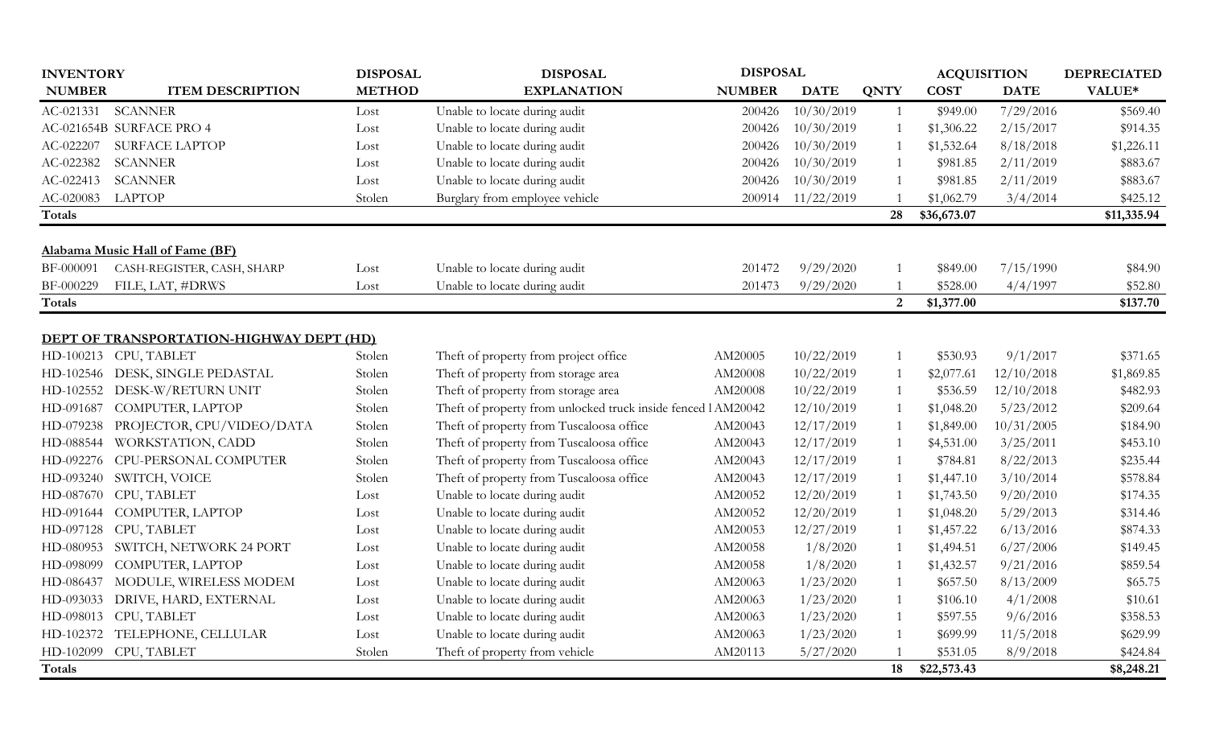| INVENTORY NUMBER | ITEM DESCRIPTION | DISPOSAL METHOD | DISPOSAL EXPLANATION | DISPOSAL NUMBER | DISPOSAL DATE | QNTY | ACQUISITION COST | ACQUISITION DATE | DEPRECIATED VALUE* |
|---|---|---|---|---|---|---|---|---|---|
| AC-021331 | SCANNER | Lost | Unable to locate during audit | 200426 | 10/30/2019 | 1 | $949.00 | 7/29/2016 | $569.40 |
| AC-021654B | SURFACE PRO 4 | Lost | Unable to locate during audit | 200426 | 10/30/2019 | 1 | $1,306.22 | 2/15/2017 | $914.35 |
| AC-022207 | SURFACE LAPTOP | Lost | Unable to locate during audit | 200426 | 10/30/2019 | 1 | $1,532.64 | 8/18/2018 | $1,226.11 |
| AC-022382 | SCANNER | Lost | Unable to locate during audit | 200426 | 10/30/2019 | 1 | $981.85 | 2/11/2019 | $883.67 |
| AC-022413 | SCANNER | Lost | Unable to locate during audit | 200426 | 10/30/2019 | 1 | $981.85 | 2/11/2019 | $883.67 |
| AC-020083 | LAPTOP | Stolen | Burglary from employee vehicle | 200914 | 11/22/2019 | 1 | $1,062.79 | 3/4/2014 | $425.12 |
| **Totals** | | | | | | **28** | **$36,673.07** | | **$11,335.94** |

**Alabama Music Hall of Fame (BF)**

| INVENTORY NUMBER | ITEM DESCRIPTION | DISPOSAL METHOD | DISPOSAL EXPLANATION | DISPOSAL NUMBER | DISPOSAL DATE | QNTY | ACQUISITION COST | ACQUISITION DATE | DEPRECIATED VALUE* |
|---|---|---|---|---|---|---|---|---|---|
| BF-000091 | CASH-REGISTER, CASH, SHARP | Lost | Unable to locate during audit | 201472 | 9/29/2020 | 1 | $849.00 | 7/15/1990 | $84.90 |
| BF-000229 | FILE, LAT, #DRWS | Lost | Unable to locate during audit | 201473 | 9/29/2020 | 1 | $528.00 | 4/4/1997 | $52.80 |
| **Totals** | | | | | | **2** | **$1,377.00** | | **$137.70** |

**DEPT OF TRANSPORTATION-HIGHWAY DEPT (HD)**

| INVENTORY NUMBER | ITEM DESCRIPTION | DISPOSAL METHOD | DISPOSAL EXPLANATION | DISPOSAL NUMBER | DISPOSAL DATE | QNTY | ACQUISITION COST | ACQUISITION DATE | DEPRECIATED VALUE* |
|---|---|---|---|---|---|---|---|---|---|
| HD-100213 | CPU, TABLET | Stolen | Theft of property from project office | AM20005 | 10/22/2019 | 1 | $530.93 | 9/1/2017 | $371.65 |
| HD-102546 | DESK, SINGLE PEDASTAL | Stolen | Theft of property from storage area | AM20008 | 10/22/2019 | 1 | $2,077.61 | 12/10/2018 | $1,869.85 |
| HD-102552 | DESK-W/RETURN UNIT | Stolen | Theft of property from storage area | AM20008 | 10/22/2019 | 1 | $536.59 | 12/10/2018 | $482.93 |
| HD-091687 | COMPUTER, LAPTOP | Stolen | Theft of property from unlocked truck inside fenced l | AM20042 | 12/10/2019 | 1 | $1,048.20 | 5/23/2012 | $209.64 |
| HD-079238 | PROJECTOR, CPU/VIDEO/DATA | Stolen | Theft of property from Tuscaloosa office | AM20043 | 12/17/2019 | 1 | $1,849.00 | 10/31/2005 | $184.90 |
| HD-088544 | WORKSTATION, CADD | Stolen | Theft of property from Tuscaloosa office | AM20043 | 12/17/2019 | 1 | $4,531.00 | 3/25/2011 | $453.10 |
| HD-092276 | CPU-PERSONAL COMPUTER | Stolen | Theft of property from Tuscaloosa office | AM20043 | 12/17/2019 | 1 | $784.81 | 8/22/2013 | $235.44 |
| HD-093240 | SWITCH, VOICE | Stolen | Theft of property from Tuscaloosa office | AM20043 | 12/17/2019 | 1 | $1,447.10 | 3/10/2014 | $578.84 |
| HD-087670 | CPU, TABLET | Lost | Unable to locate during audit | AM20052 | 12/20/2019 | 1 | $1,743.50 | 9/20/2010 | $174.35 |
| HD-091644 | COMPUTER, LAPTOP | Lost | Unable to locate during audit | AM20052 | 12/20/2019 | 1 | $1,048.20 | 5/29/2013 | $314.46 |
| HD-097128 | CPU, TABLET | Lost | Unable to locate during audit | AM20053 | 12/27/2019 | 1 | $1,457.22 | 6/13/2016 | $874.33 |
| HD-080953 | SWITCH, NETWORK 24 PORT | Lost | Unable to locate during audit | AM20058 | 1/8/2020 | 1 | $1,494.51 | 6/27/2006 | $149.45 |
| HD-098099 | COMPUTER, LAPTOP | Lost | Unable to locate during audit | AM20058 | 1/8/2020 | 1 | $1,432.57 | 9/21/2016 | $859.54 |
| HD-086437 | MODULE, WIRELESS MODEM | Lost | Unable to locate during audit | AM20063 | 1/23/2020 | 1 | $657.50 | 8/13/2009 | $65.75 |
| HD-093033 | DRIVE, HARD, EXTERNAL | Lost | Unable to locate during audit | AM20063 | 1/23/2020 | 1 | $106.10 | 4/1/2008 | $10.61 |
| HD-098013 | CPU, TABLET | Lost | Unable to locate during audit | AM20063 | 1/23/2020 | 1 | $597.55 | 9/6/2016 | $358.53 |
| HD-102372 | TELEPHONE, CELLULAR | Lost | Unable to locate during audit | AM20063 | 1/23/2020 | 1 | $699.99 | 11/5/2018 | $629.99 |
| HD-102099 | CPU, TABLET | Stolen | Theft of property from vehicle | AM20113 | 5/27/2020 | 1 | $531.05 | 8/9/2018 | $424.84 |
| **Totals** | | | | | | **18** | **$22,573.43** | | **$8,248.21** |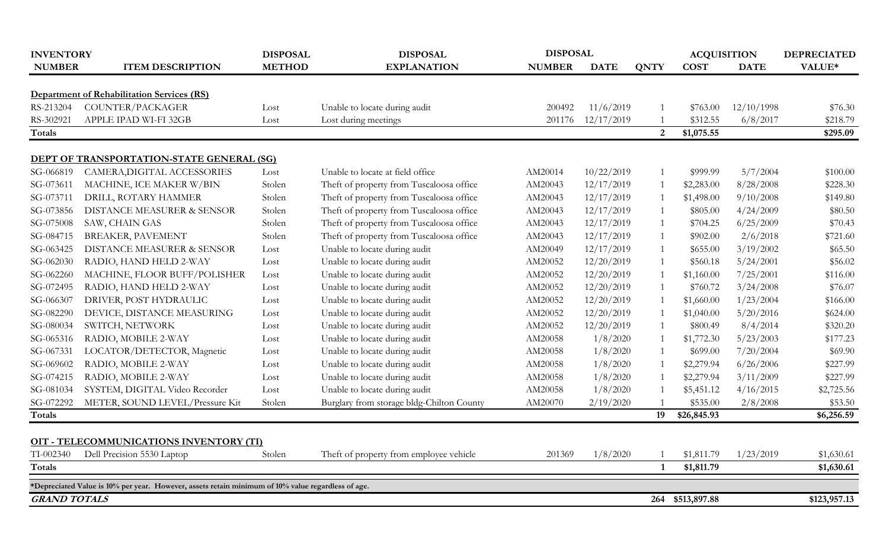| INVENTORY NUMBER | ITEM DESCRIPTION | DISPOSAL METHOD | DISPOSAL EXPLANATION | DISPOSAL NUMBER | DATE | QNTY | ACQUISITION COST | DATE | DEPRECIATED VALUE* |
|---|---|---|---|---|---|---|---|---|---|
| **Department of Rehabilitation Services (RS)** | | | | | | | | | |
| RS-213204 | COUNTER/PACKAGER | Lost | Unable to locate during audit | 200492 | 11/6/2019 | 1 | $763.00 | 12/10/1998 | $76.30 |
| RS-302921 | APPLE IPAD WI-FI 32GB | Lost | Lost during meetings | 201176 | 12/17/2019 | 1 | $312.55 | 6/8/2017 | $218.79 |
| **Totals** | | | | | | **2** | **$1,075.55** | | **$295.09** |
| **DEPT OF TRANSPORTATION-STATE GENERAL (SG)** | | | | | | | | | |
| SG-066819 | CAMERA,DIGITAL ACCESSORIES | Lost | Unable to locate at field office | AM20014 | 10/22/2019 | 1 | $999.99 | 5/7/2004 | $100.00 |
| SG-073611 | MACHINE, ICE MAKER W/BIN | Stolen | Theft of property from Tuscaloosa office | AM20043 | 12/17/2019 | 1 | $2,283.00 | 8/28/2008 | $228.30 |
| SG-073711 | DRILL, ROTARY HAMMER | Stolen | Theft of property from Tuscaloosa office | AM20043 | 12/17/2019 | 1 | $1,498.00 | 9/10/2008 | $149.80 |
| SG-073856 | DISTANCE MEASURER & SENSOR | Stolen | Theft of property from Tuscaloosa office | AM20043 | 12/17/2019 | 1 | $805.00 | 4/24/2009 | $80.50 |
| SG-075008 | SAW, CHAIN GAS | Stolen | Theft of property from Tuscaloosa office | AM20043 | 12/17/2019 | 1 | $704.25 | 6/25/2009 | $70.43 |
| SG-084715 | BREAKER, PAVEMENT | Stolen | Theft of property from Tuscaloosa office | AM20043 | 12/17/2019 | 1 | $902.00 | 2/6/2018 | $721.60 |
| SG-063425 | DISTANCE MEASURER & SENSOR | Lost | Unable to locate during audit | AM20049 | 12/17/2019 | 1 | $655.00 | 3/19/2002 | $65.50 |
| SG-062030 | RADIO, HAND HELD 2-WAY | Lost | Unable to locate during audit | AM20052 | 12/20/2019 | 1 | $560.18 | 5/24/2001 | $56.02 |
| SG-062260 | MACHINE, FLOOR BUFF/POLISHER | Lost | Unable to locate during audit | AM20052 | 12/20/2019 | 1 | $1,160.00 | 7/25/2001 | $116.00 |
| SG-072495 | RADIO, HAND HELD 2-WAY | Lost | Unable to locate during audit | AM20052 | 12/20/2019 | 1 | $760.72 | 3/24/2008 | $76.07 |
| SG-066307 | DRIVER, POST HYDRAULIC | Lost | Unable to locate during audit | AM20052 | 12/20/2019 | 1 | $1,660.00 | 1/23/2004 | $166.00 |
| SG-082290 | DEVICE, DISTANCE MEASURING | Lost | Unable to locate during audit | AM20052 | 12/20/2019 | 1 | $1,040.00 | 5/20/2016 | $624.00 |
| SG-080034 | SWITCH, NETWORK | Lost | Unable to locate during audit | AM20052 | 12/20/2019 | 1 | $800.49 | 8/4/2014 | $320.20 |
| SG-065316 | RADIO, MOBILE 2-WAY | Lost | Unable to locate during audit | AM20058 | 1/8/2020 | 1 | $1,772.30 | 5/23/2003 | $177.23 |
| SG-067331 | LOCATOR/DETECTOR, Magnetic | Lost | Unable to locate during audit | AM20058 | 1/8/2020 | 1 | $699.00 | 7/20/2004 | $69.90 |
| SG-069602 | RADIO, MOBILE 2-WAY | Lost | Unable to locate during audit | AM20058 | 1/8/2020 | 1 | $2,279.94 | 6/26/2006 | $227.99 |
| SG-074215 | RADIO, MOBILE 2-WAY | Lost | Unable to locate during audit | AM20058 | 1/8/2020 | 1 | $2,279.94 | 3/11/2009 | $227.99 |
| SG-081034 | SYSTEM, DIGITAL Video Recorder | Lost | Unable to locate during audit | AM20058 | 1/8/2020 | 1 | $5,451.12 | 4/16/2015 | $2,725.56 |
| SG-072292 | METER, SOUND LEVEL/Pressure Kit | Stolen | Burglary from storage bldg-Chilton County | AM20070 | 2/19/2020 | 1 | $535.00 | 2/8/2008 | $53.50 |
| **Totals** | | | | | | **19** | **$26,845.93** | | **$6,256.59** |
| **OIT - TELECOMMUNICATIONS INVENTORY (TI)** | | | | | | | | | |
| TI-002340 | Dell Precision 5530 Laptop | Stolen | Theft of property from employee vehicle | 201369 | 1/8/2020 | 1 | $1,811.79 | 1/23/2019 | $1,630.61 |
| **Totals** | | | | | | **1** | **$1,811.79** | | **$1,630.61** |
| ***GRAND TOTALS*** | | | | | | **264** | **$513,897.88** | | **$123,957.13** |

**\*Depreciated Value is 10% per year. However, assets retain minimum of 10% value regardless of age.**